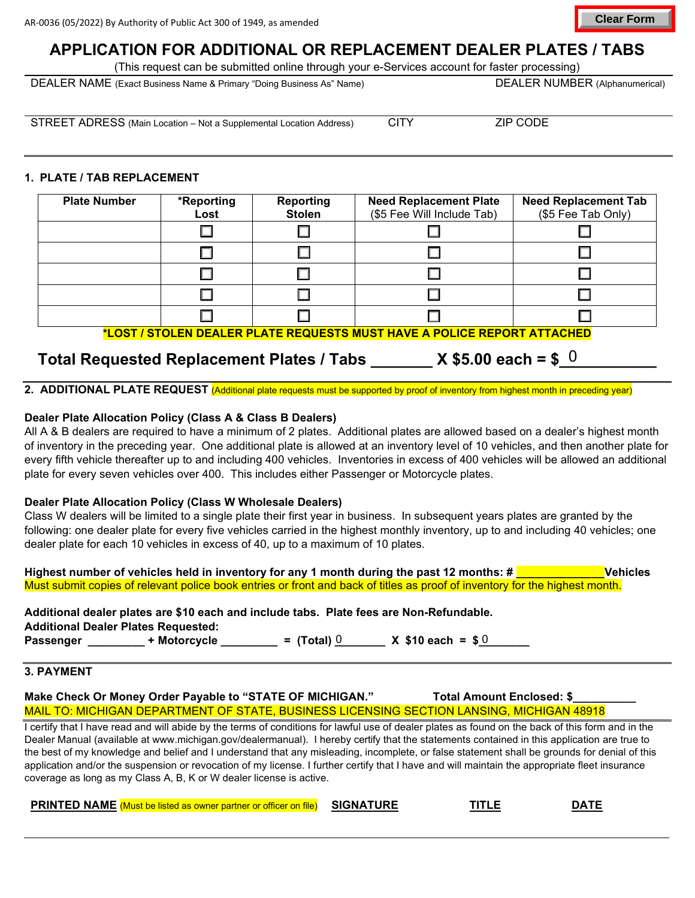AR-0036 (05/2022) By Authority of Public Act 300 of 1949, as amended

Clear Form

# APPLICATION FOR ADDITIONAL OR REPLACEMENT DEALER PLATES / TABS

(This request can be submitted online through your e-Services account for faster processing)

DEALER NAME (Exact Business Name & Primary "Doing Business As" Name) | DEALER NUMBER (Alphanumerical)

STREET ADRESS (Main Location – Not a Supplemental Location Address) | CITY | ZIP CODE

## 1. PLATE / TAB REPLACEMENT

| Plate Number | *Reporting Lost | Reporting Stolen | Need Replacement Plate ($5 Fee Will Include Tab) | Need Replacement Tab ($5 Fee Tab Only) |
|---|---|---|---|---|
| | ☐ | ☐ | ☐ | ☐ |
| | ☐ | ☐ | ☐ | ☐ |
| | ☐ | ☐ | ☐ | ☐ |
| | ☐ | ☐ | ☐ | ☐ |
| | ☐ | ☐ | ☐ | ☐ |

**\*LOST / STOLEN DEALER PLATE REQUESTS MUST HAVE A POLICE REPORT ATTACHED**

**Total Requested Replacement Plates / Tabs _______ X $5.00 each = $ 0**

## 2. ADDITIONAL PLATE REQUEST (Additional plate requests must be supported by proof of inventory from highest month in preceding year)

**Dealer Plate Allocation Policy (Class A & Class B Dealers)**

All A & B dealers are required to have a minimum of 2 plates. Additional plates are allowed based on a dealer's highest month of inventory in the preceding year. One additional plate is allowed at an inventory level of 10 vehicles, and then another plate for every fifth vehicle thereafter up to and including 400 vehicles. Inventories in excess of 400 vehicles will be allowed an additional plate for every seven vehicles over 400. This includes either Passenger or Motorcycle plates.

**Dealer Plate Allocation Policy (Class W Wholesale Dealers)**

Class W dealers will be limited to a single plate their first year in business. In subsequent years plates are granted by the following: one dealer plate for every five vehicles carried in the highest monthly inventory, up to and including 40 vehicles; one dealer plate for each 10 vehicles in excess of 40, up to a maximum of 10 plates.

**Highest number of vehicles held in inventory for any 1 month during the past 12 months: # _____________ Vehicles**

Must submit copies of relevant police book entries or front and back of titles as proof of inventory for the highest month.

**Additional dealer plates are $10 each and include tabs. Plate fees are Non-Refundable.**

**Additional Dealer Plates Requested:**

**Passenger _________ + Motorcycle _________ = (Total) 0 _______ X $10 each = $ 0 _______**

## 3. PAYMENT

**Make Check Or Money Order Payable to "STATE OF MICHIGAN."** **Total Amount Enclosed: $__________**

MAIL TO: MICHIGAN DEPARTMENT OF STATE, BUSINESS LICENSING SECTION LANSING, MICHIGAN 48918

I certify that I have read and will abide by the terms of conditions for lawful use of dealer plates as found on the back of this form and in the Dealer Manual (available at www.michigan.gov/dealermanual). I hereby certify that the statements contained in this application are true to the best of my knowledge and belief and I understand that any misleading, incomplete, or false statement shall be grounds for denial of this application and/or the suspension or revocation of my license. I further certify that I have and will maintain the appropriate fleet insurance coverage as long as my Class A, B, K or W dealer license is active.

**PRINTED NAME** (Must be listed as owner partner or officer on file) | **SIGNATURE** | **TITLE** | **DATE**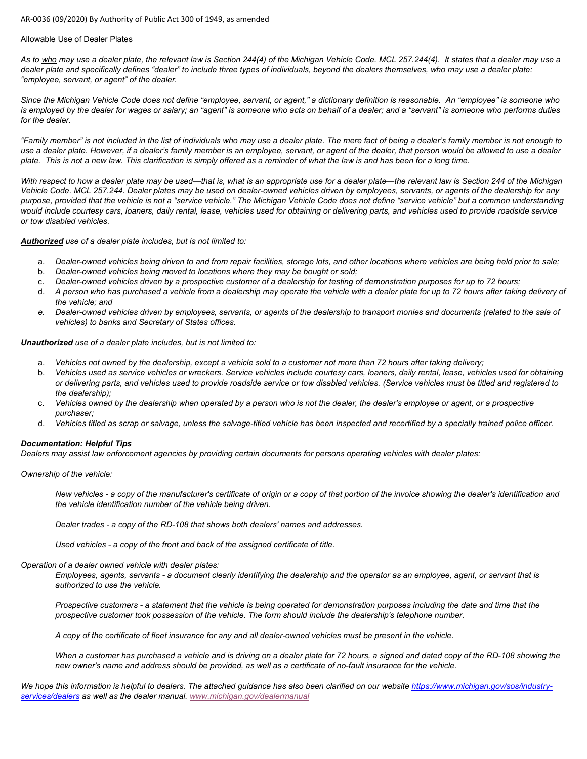AR-0036 (09/2020) By Authority of Public Act 300 of 1949, as amended

Allowable Use of Dealer Plates

*As to <u>who</u> may use a dealer plate, the relevant law is Section 244(4) of the Michigan Vehicle Code. MCL 257.244(4). It states that a dealer may use a dealer plate and specifically defines "dealer" to include three types of individuals, beyond the dealers themselves, who may use a dealer plate: "employee, servant, or agent" of the dealer.*

*Since the Michigan Vehicle Code does not define "employee, servant, or agent," a dictionary definition is reasonable. An "employee" is someone who is employed by the dealer for wages or salary; an "agent" is someone who acts on behalf of a dealer; and a "servant" is someone who performs duties for the dealer.*

*"Family member" is not included in the list of individuals who may use a dealer plate. The mere fact of being a dealer's family member is not enough to use a dealer plate. However, if a dealer's family member is an employee, servant, or agent of the dealer, that person would be allowed to use a dealer plate. This is not a new law. This clarification is simply offered as a reminder of what the law is and has been for a long time.*

*With respect to <u>how</u> a dealer plate may be used—that is, what is an appropriate use for a dealer plate—the relevant law is Section 244 of the Michigan Vehicle Code. MCL 257.244. Dealer plates may be used on dealer-owned vehicles driven by employees, servants, or agents of the dealership for any purpose, provided that the vehicle is not a "service vehicle." The Michigan Vehicle Code does not define "service vehicle" but a common understanding would include courtesy cars, loaners, daily rental, lease, vehicles used for obtaining or delivering parts, and vehicles used to provide roadside service or tow disabled vehicles.*

***<u>Authorized</u>** use of a dealer plate includes, but is not limited to:*

a. *Dealer-owned vehicles being driven to and from repair facilities, storage lots, and other locations where vehicles are being held prior to sale;*
b. *Dealer-owned vehicles being moved to locations where they may be bought or sold;*
c. *Dealer-owned vehicles driven by a prospective customer of a dealership for testing of demonstration purposes for up to 72 hours;*
d. *A person who has purchased a vehicle from a dealership may operate the vehicle with a dealer plate for up to 72 hours after taking delivery of the vehicle; and*
e. *Dealer-owned vehicles driven by employees, servants, or agents of the dealership to transport monies and documents (related to the sale of vehicles) to banks and Secretary of States offices.*

***<u>Unauthorized</u>** use of a dealer plate includes, but is not limited to:*

a. *Vehicles not owned by the dealership, except a vehicle sold to a customer not more than 72 hours after taking delivery;*
b. *Vehicles used as service vehicles or wreckers. Service vehicles include courtesy cars, loaners, daily rental, lease, vehicles used for obtaining or delivering parts, and vehicles used to provide roadside service or tow disabled vehicles. (Service vehicles must be titled and registered to the dealership);*
c. *Vehicles owned by the dealership when operated by a person who is not the dealer, the dealer's employee or agent, or a prospective purchaser;*
d. *Vehicles titled as scrap or salvage, unless the salvage-titled vehicle has been inspected and recertified by a specially trained police officer.*

***Documentation: Helpful Tips***

*Dealers may assist law enforcement agencies by providing certain documents for persons operating vehicles with dealer plates:*

*Ownership of the vehicle:*

> *New vehicles - a copy of the manufacturer's certificate of origin or a copy of that portion of the invoice showing the dealer's identification and the vehicle identification number of the vehicle being driven.*
>
> *Dealer trades - a copy of the RD-108 that shows both dealers' names and addresses.*
>
> *Used vehicles - a copy of the front and back of the assigned certificate of title.*

*Operation of a dealer owned vehicle with dealer plates:*

> *Employees, agents, servants - a document clearly identifying the dealership and the operator as an employee, agent, or servant that is authorized to use the vehicle.*
>
> *Prospective customers - a statement that the vehicle is being operated for demonstration purposes including the date and time that the prospective customer took possession of the vehicle. The form should include the dealership's telephone number.*
>
> *A copy of the certificate of fleet insurance for any and all dealer-owned vehicles must be present in the vehicle.*
>
> *When a customer has purchased a vehicle and is driving on a dealer plate for 72 hours, a signed and dated copy of the RD-108 showing the new owner's name and address should be provided, as well as a certificate of no-fault insurance for the vehicle.*

*We hope this information is helpful to dealers. The attached guidance has also been clarified on our website [https://www.michigan.gov/sos/industry-services/dealers](https://www.michigan.gov/sos/industry-services/dealers) as well as the dealer manual. [www.michigan.gov/dealermanual](www.michigan.gov/dealermanual)*